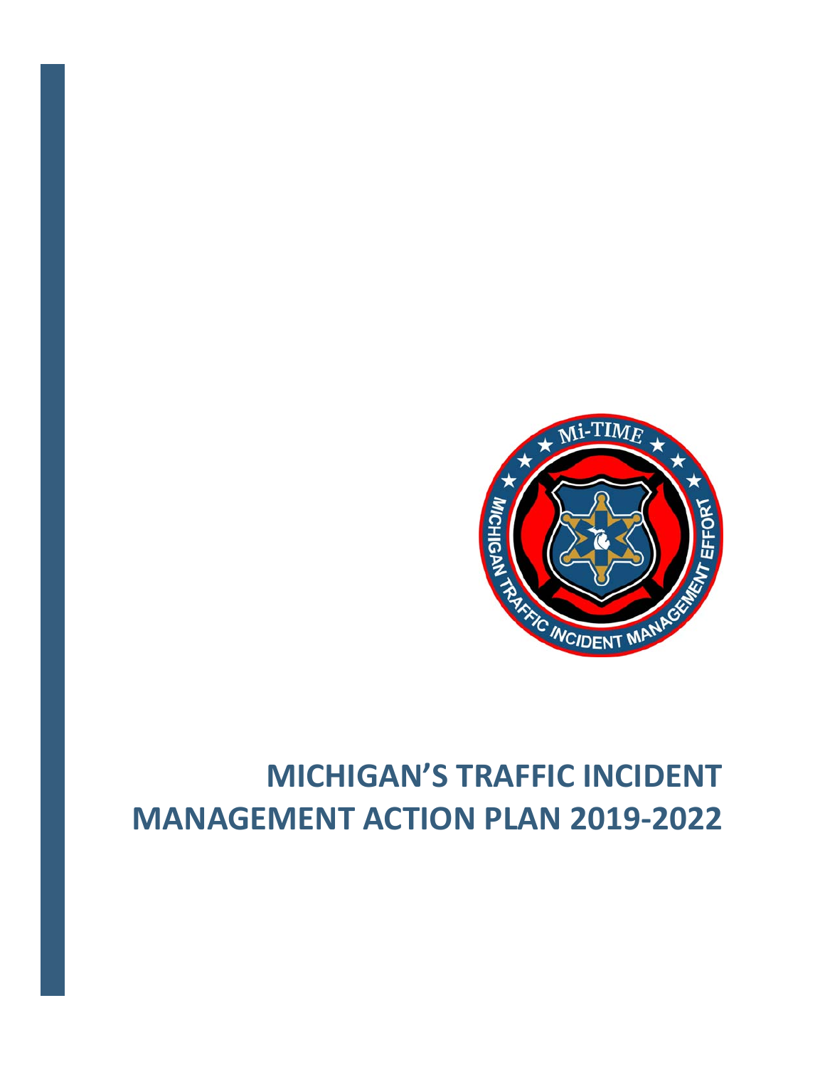# MICHIGAN'S TRAFFIC INCIDENT MANAGEMENT ACTION PLAN 2019-2022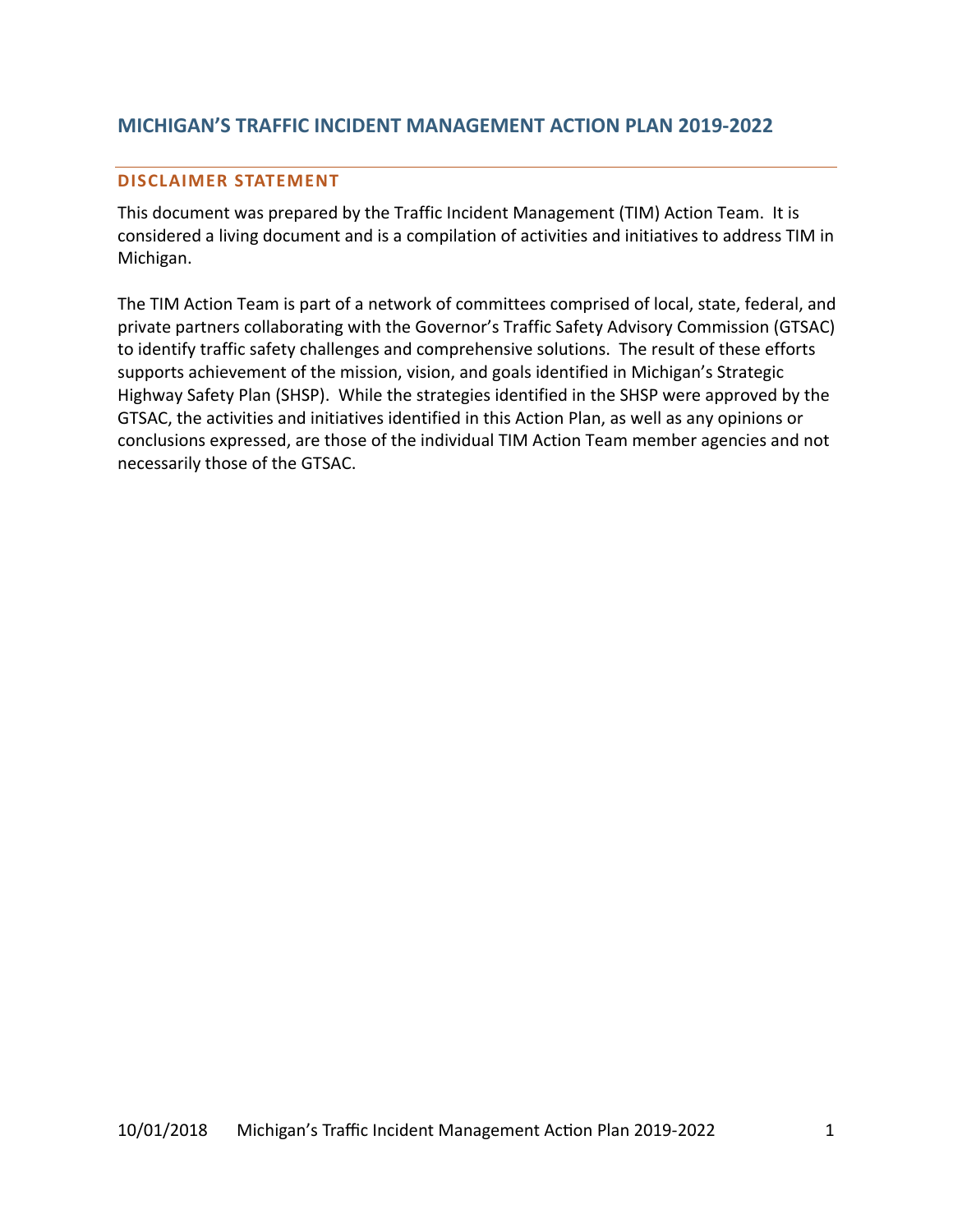# MICHIGAN'S TRAFFIC INCIDENT MANAGEMENT ACTION PLAN 2019-2022

## DISCLAIMER STATEMENT

This document was prepared by the Traffic Incident Management (TIM) Action Team. It is considered a living document and is a compilation of activities and initiatives to address TIM in Michigan.

The TIM Action Team is part of a network of committees comprised of local, state, federal, and private partners collaborating with the Governor's Traffic Safety Advisory Commission (GTSAC) to identify traffic safety challenges and comprehensive solutions. The result of these efforts supports achievement of the mission, vision, and goals identified in Michigan's Strategic Highway Safety Plan (SHSP). While the strategies identified in the SHSP were approved by the GTSAC, the activities and initiatives identified in this Action Plan, as well as any opinions or conclusions expressed, are those of the individual TIM Action Team member agencies and not necessarily those of the GTSAC.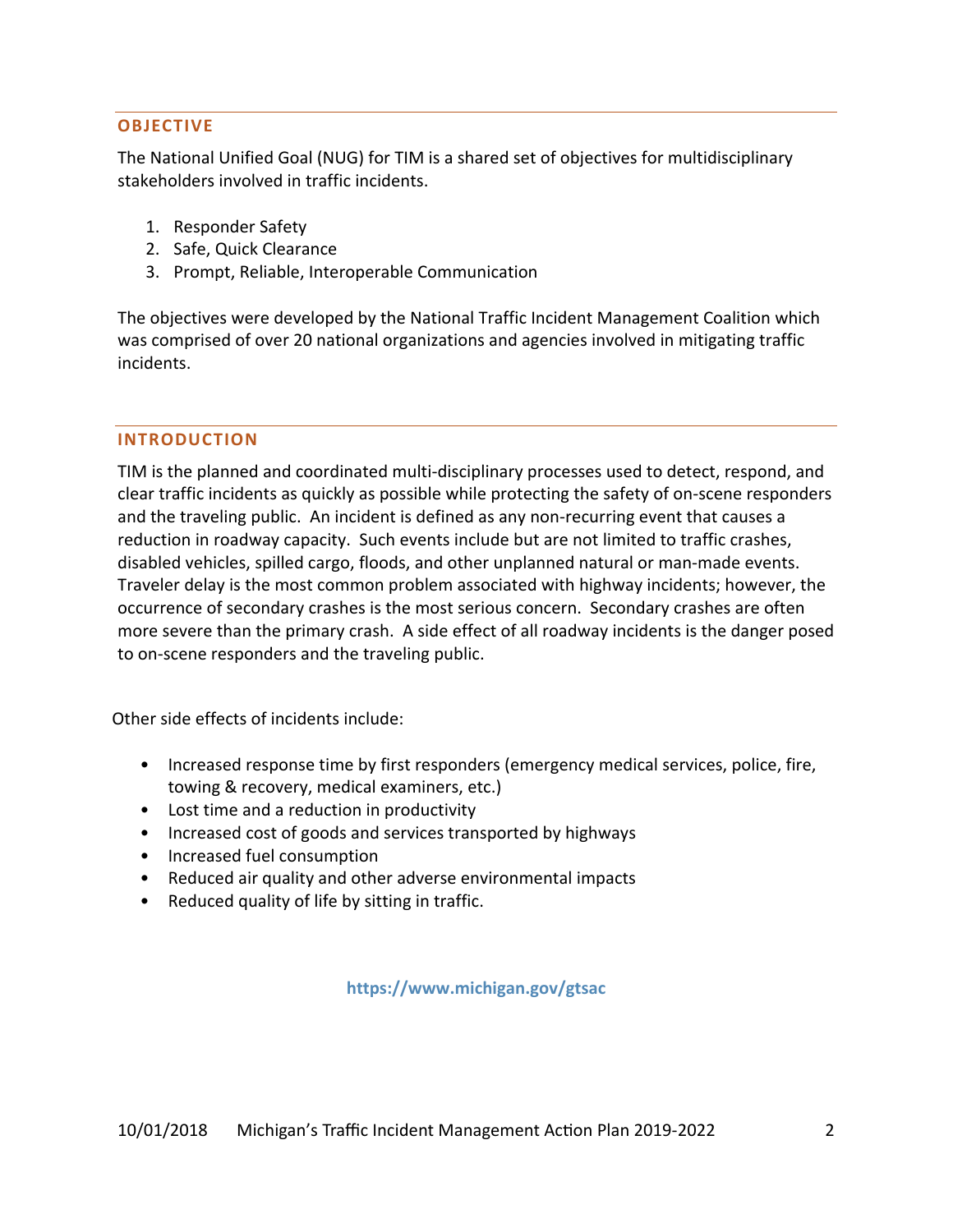## OBJECTIVE

The National Unified Goal (NUG) for TIM is a shared set of objectives for multidisciplinary stakeholders involved in traffic incidents.

1. Responder Safety
2. Safe, Quick Clearance
3. Prompt, Reliable, Interoperable Communication

The objectives were developed by the National Traffic Incident Management Coalition which was comprised of over 20 national organizations and agencies involved in mitigating traffic incidents.

## INTRODUCTION

TIM is the planned and coordinated multi-disciplinary processes used to detect, respond, and clear traffic incidents as quickly as possible while protecting the safety of on-scene responders and the traveling public. An incident is defined as any non-recurring event that causes a reduction in roadway capacity. Such events include but are not limited to traffic crashes, disabled vehicles, spilled cargo, floods, and other unplanned natural or man-made events. Traveler delay is the most common problem associated with highway incidents; however, the occurrence of secondary crashes is the most serious concern. Secondary crashes are often more severe than the primary crash. A side effect of all roadway incidents is the danger posed to on-scene responders and the traveling public.

Other side effects of incidents include:

- Increased response time by first responders (emergency medical services, police, fire, towing & recovery, medical examiners, etc.)
- Lost time and a reduction in productivity
- Increased cost of goods and services transported by highways
- Increased fuel consumption
- Reduced air quality and other adverse environmental impacts
- Reduced quality of life by sitting in traffic.

**https://www.michigan.gov/gtsac**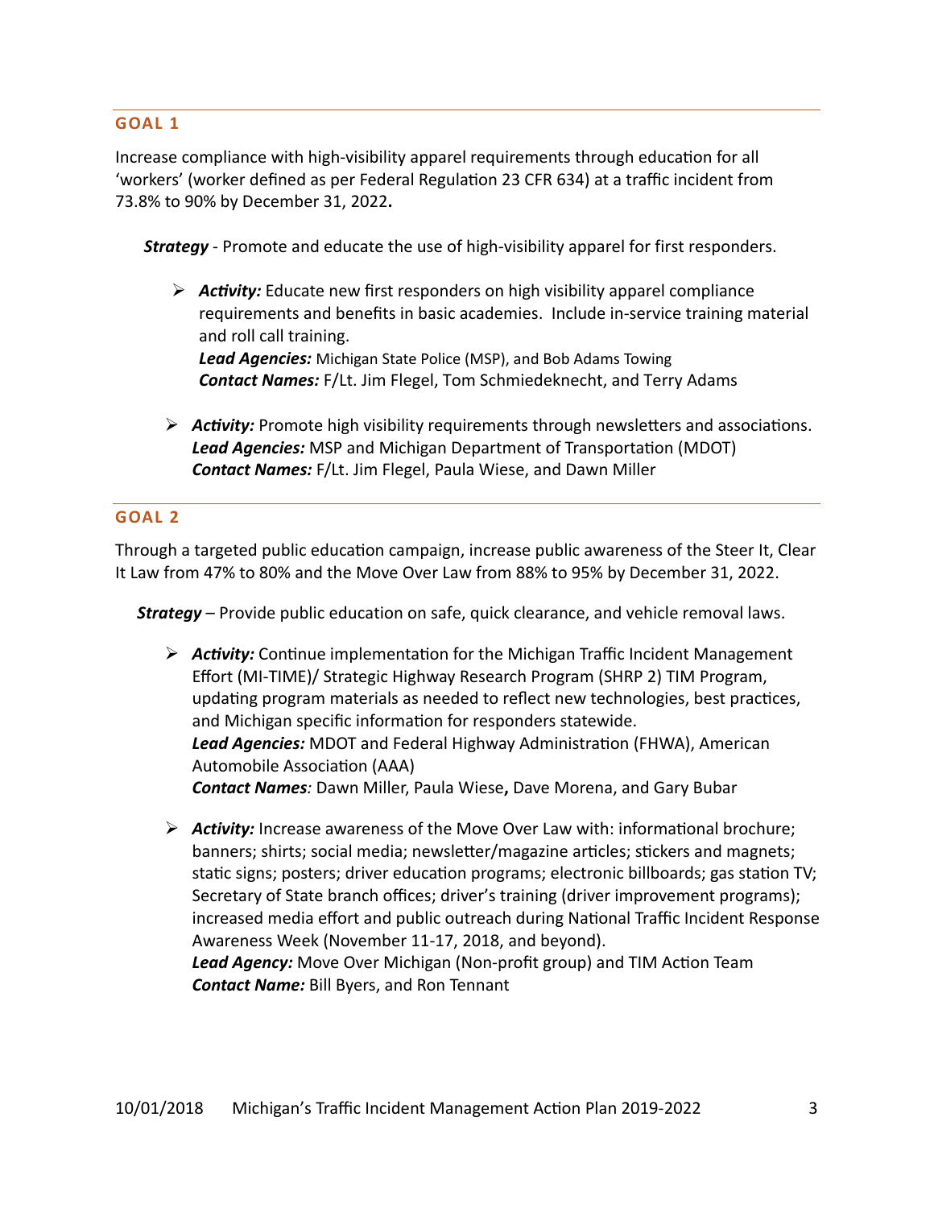## GOAL 1

Increase compliance with high-visibility apparel requirements through education for all 'workers' (worker defined as per Federal Regulation 23 CFR 634) at a traffic incident from 73.8% to 90% by December 31, 2022**.**

***Strategy*** - Promote and educate the use of high-visibility apparel for first responders.

- ***Activity:*** Educate new first responders on high visibility apparel compliance requirements and benefits in basic academies. Include in-service training material and roll call training.
  ***Lead Agencies:*** Michigan State Police (MSP), and Bob Adams Towing
  ***Contact Names:*** F/Lt. Jim Flegel, Tom Schmiedeknecht, and Terry Adams

- ***Activity:*** Promote high visibility requirements through newsletters and associations.
  ***Lead Agencies:*** MSP and Michigan Department of Transportation (MDOT)
  ***Contact Names:*** F/Lt. Jim Flegel, Paula Wiese, and Dawn Miller

## GOAL 2

Through a targeted public education campaign, increase public awareness of the Steer It, Clear It Law from 47% to 80% and the Move Over Law from 88% to 95% by December 31, 2022.

***Strategy*** – Provide public education on safe, quick clearance, and vehicle removal laws.

- ***Activity:*** Continue implementation for the Michigan Traffic Incident Management Effort (MI-TIME)/ Strategic Highway Research Program (SHRP 2) TIM Program, updating program materials as needed to reflect new technologies, best practices, and Michigan specific information for responders statewide.
  ***Lead Agencies:*** MDOT and Federal Highway Administration (FHWA), American Automobile Association (AAA)
  ***Contact Names****:* Dawn Miller, Paula Wiese**,** Dave Morena, and Gary Bubar

- ***Activity:*** Increase awareness of the Move Over Law with: informational brochure; banners; shirts; social media; newsletter/magazine articles; stickers and magnets; static signs; posters; driver education programs; electronic billboards; gas station TV; Secretary of State branch offices; driver's training (driver improvement programs); increased media effort and public outreach during National Traffic Incident Response Awareness Week (November 11-17, 2018, and beyond).
  ***Lead Agency:*** Move Over Michigan (Non-profit group) and TIM Action Team
  ***Contact Name:*** Bill Byers, and Ron Tennant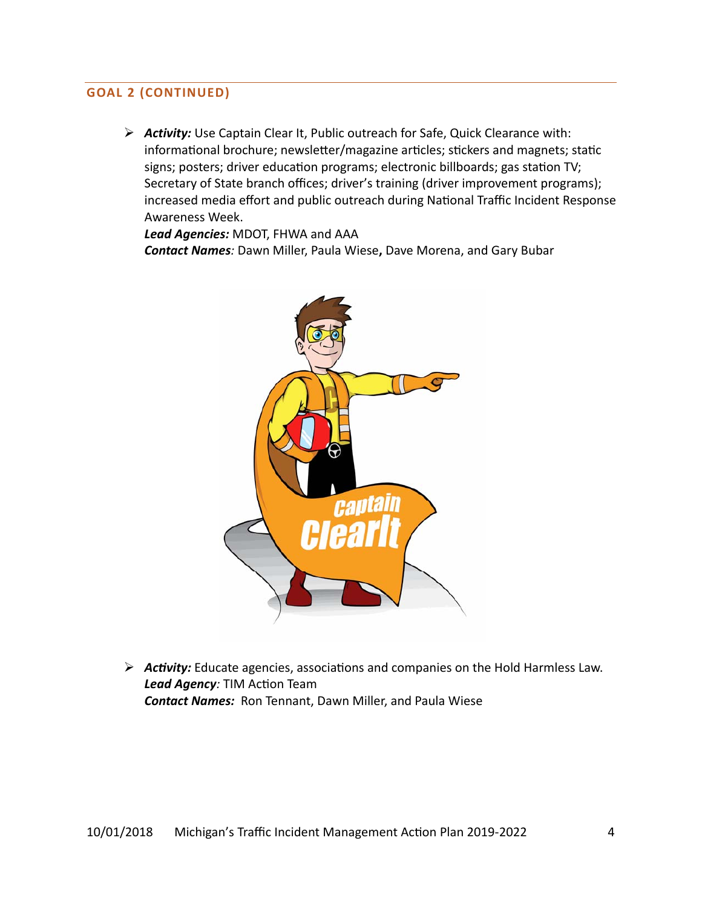## GOAL 2 (CONTINUED)

- ***Activity:*** Use Captain Clear It, Public outreach for Safe, Quick Clearance with: informational brochure; newsletter/magazine articles; stickers and magnets; static signs; posters; driver education programs; electronic billboards; gas station TV; Secretary of State branch offices; driver's training (driver improvement programs); increased media effort and public outreach during National Traffic Incident Response Awareness Week.
  ***Lead Agencies:*** MDOT, FHWA and AAA
  ***Contact Names****:* Dawn Miller, Paula Wiese**,** Dave Morena, and Gary Bubar

- ***Activity:*** Educate agencies, associations and companies on the Hold Harmless Law.
  ***Lead Agency****:* TIM Action Team
  ***Contact Names:*** Ron Tennant, Dawn Miller, and Paula Wiese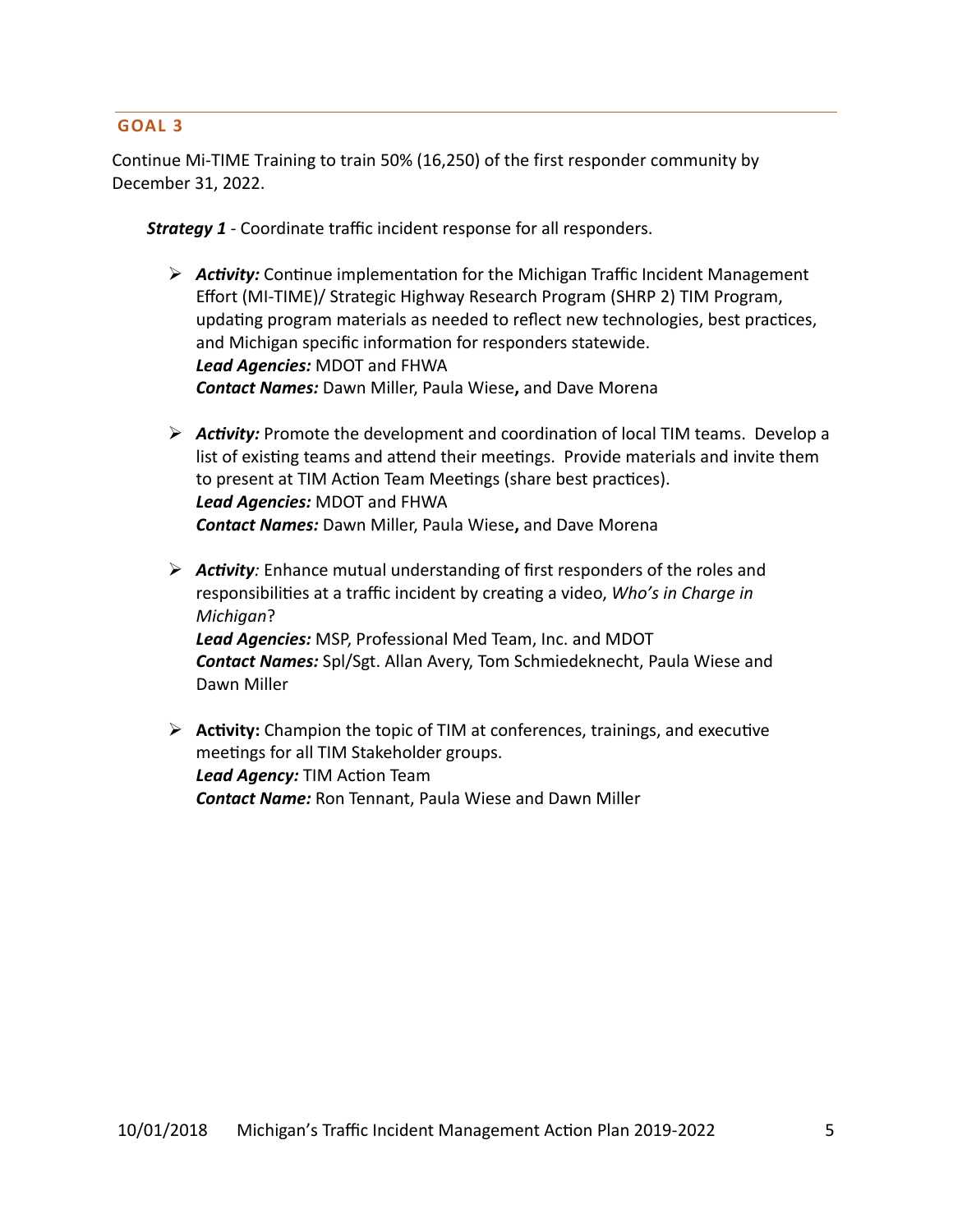## GOAL 3

Continue Mi-TIME Training to train 50% (16,250) of the first responder community by December 31, 2022.

***Strategy 1*** - Coordinate traffic incident response for all responders.

- ***Activity:*** Continue implementation for the Michigan Traffic Incident Management Effort (MI-TIME)/ Strategic Highway Research Program (SHRP 2) TIM Program, updating program materials as needed to reflect new technologies, best practices, and Michigan specific information for responders statewide.
  ***Lead Agencies:*** MDOT and FHWA
  ***Contact Names:*** Dawn Miller, Paula Wiese**,** and Dave Morena

- ***Activity:*** Promote the development and coordination of local TIM teams. Develop a list of existing teams and attend their meetings. Provide materials and invite them to present at TIM Action Team Meetings (share best practices).
  ***Lead Agencies:*** MDOT and FHWA
  ***Contact Names:*** Dawn Miller, Paula Wiese**,** and Dave Morena

- ***Activity**:* Enhance mutual understanding of first responders of the roles and responsibilities at a traffic incident by creating a video, *Who's in Charge in Michigan*?
  ***Lead Agencies:*** MSP, Professional Med Team, Inc. and MDOT
  ***Contact Names:*** Spl/Sgt. Allan Avery, Tom Schmiedeknecht, Paula Wiese and Dawn Miller

- **Activity:** Champion the topic of TIM at conferences, trainings, and executive meetings for all TIM Stakeholder groups.
  ***Lead Agency:*** TIM Action Team
  ***Contact Name:*** Ron Tennant, Paula Wiese and Dawn Miller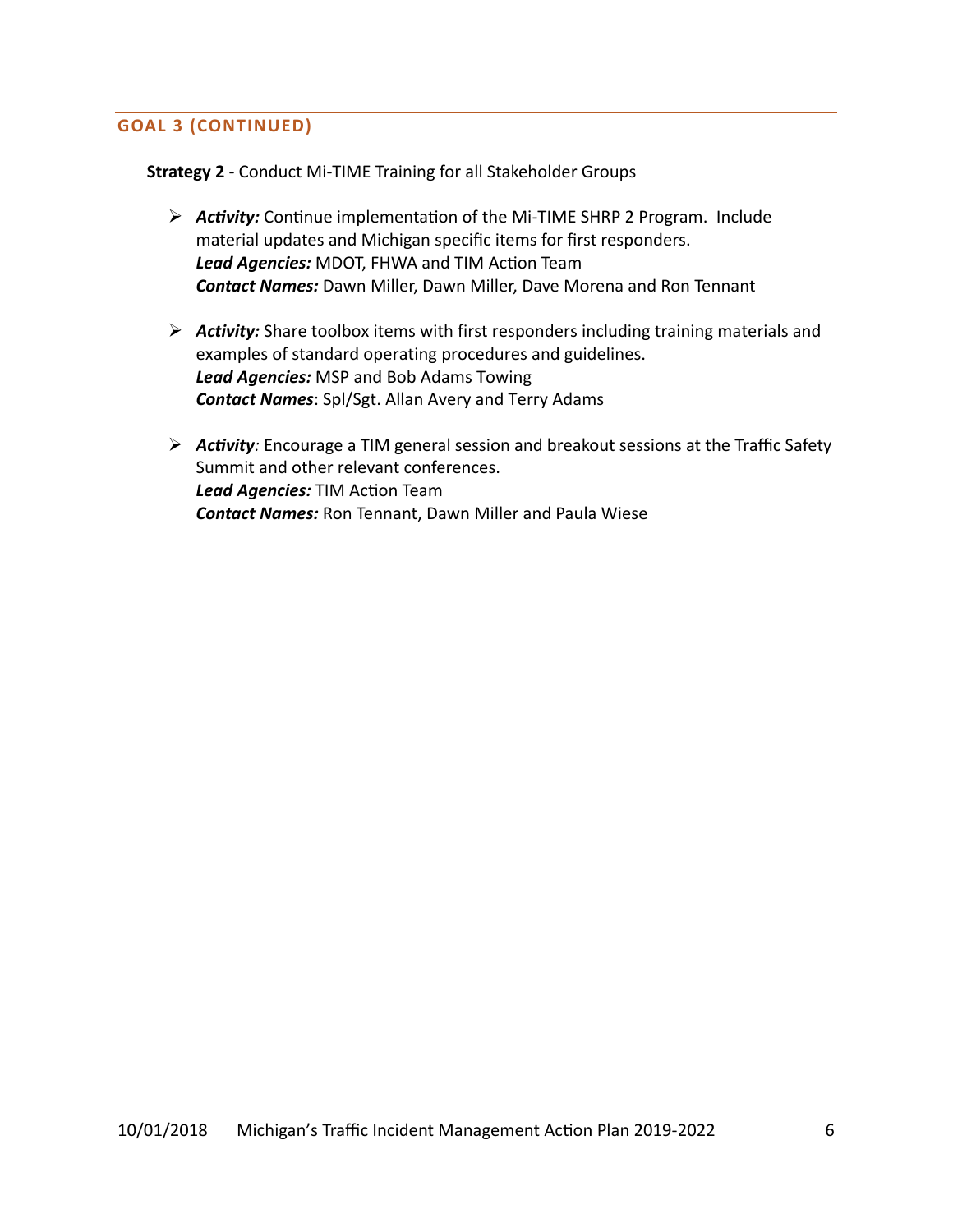## GOAL 3 (CONTINUED)

**Strategy 2** - Conduct Mi-TIME Training for all Stakeholder Groups

- ***Activity:*** Continue implementation of the Mi-TIME SHRP 2 Program. Include material updates and Michigan specific items for first responders.
  ***Lead Agencies:*** MDOT, FHWA and TIM Action Team
  ***Contact Names:*** Dawn Miller, Dawn Miller, Dave Morena and Ron Tennant

- ***Activity:*** Share toolbox items with first responders including training materials and examples of standard operating procedures and guidelines.
  ***Lead Agencies:*** MSP and Bob Adams Towing
  ***Contact Names***: Spl/Sgt. Allan Avery and Terry Adams

- ***Activity:*** Encourage a TIM general session and breakout sessions at the Traffic Safety Summit and other relevant conferences.
  ***Lead Agencies:*** TIM Action Team
  ***Contact Names:*** Ron Tennant, Dawn Miller and Paula Wiese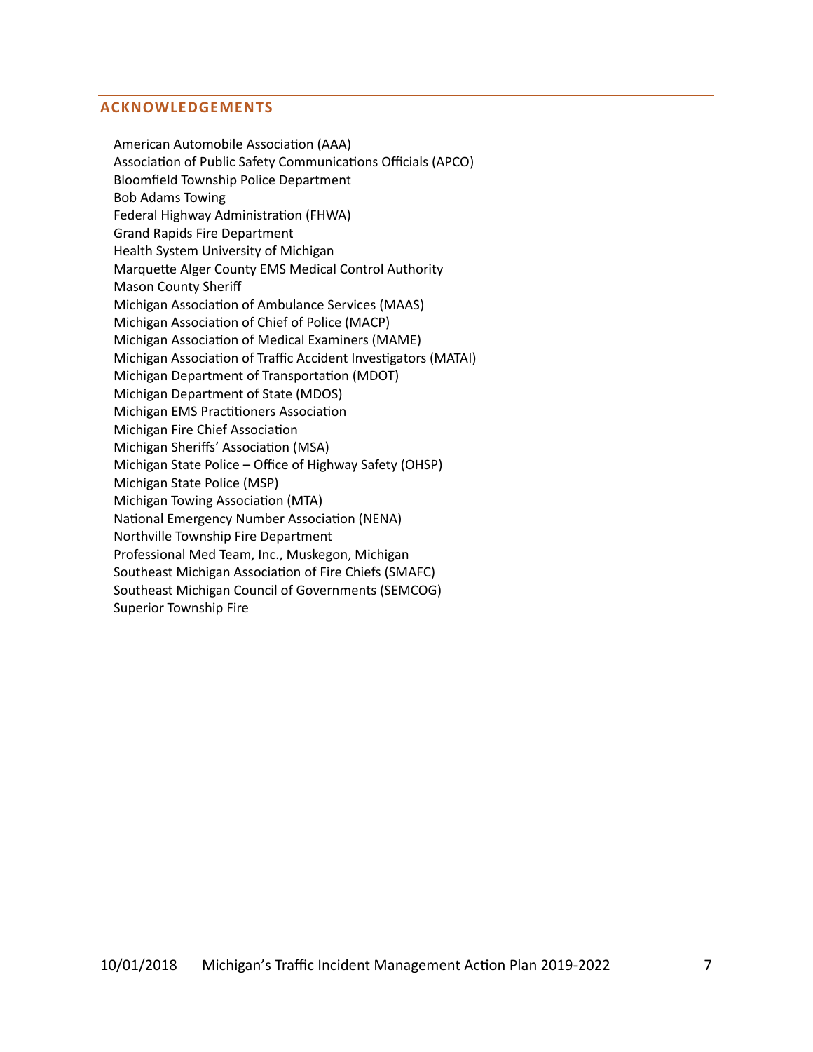## ACKNOWLEDGEMENTS

American Automobile Association (AAA)
Association of Public Safety Communications Officials (APCO)
Bloomfield Township Police Department
Bob Adams Towing
Federal Highway Administration (FHWA)
Grand Rapids Fire Department
Health System University of Michigan
Marquette Alger County EMS Medical Control Authority
Mason County Sheriff
Michigan Association of Ambulance Services (MAAS)
Michigan Association of Chief of Police (MACP)
Michigan Association of Medical Examiners (MAME)
Michigan Association of Traffic Accident Investigators (MATAI)
Michigan Department of Transportation (MDOT)
Michigan Department of State (MDOS)
Michigan EMS Practitioners Association
Michigan Fire Chief Association
Michigan Sheriffs' Association (MSA)
Michigan State Police – Office of Highway Safety (OHSP)
Michigan State Police (MSP)
Michigan Towing Association (MTA)
National Emergency Number Association (NENA)
Northville Township Fire Department
Professional Med Team, Inc., Muskegon, Michigan
Southeast Michigan Association of Fire Chiefs (SMAFC)
Southeast Michigan Council of Governments (SEMCOG)
Superior Township Fire